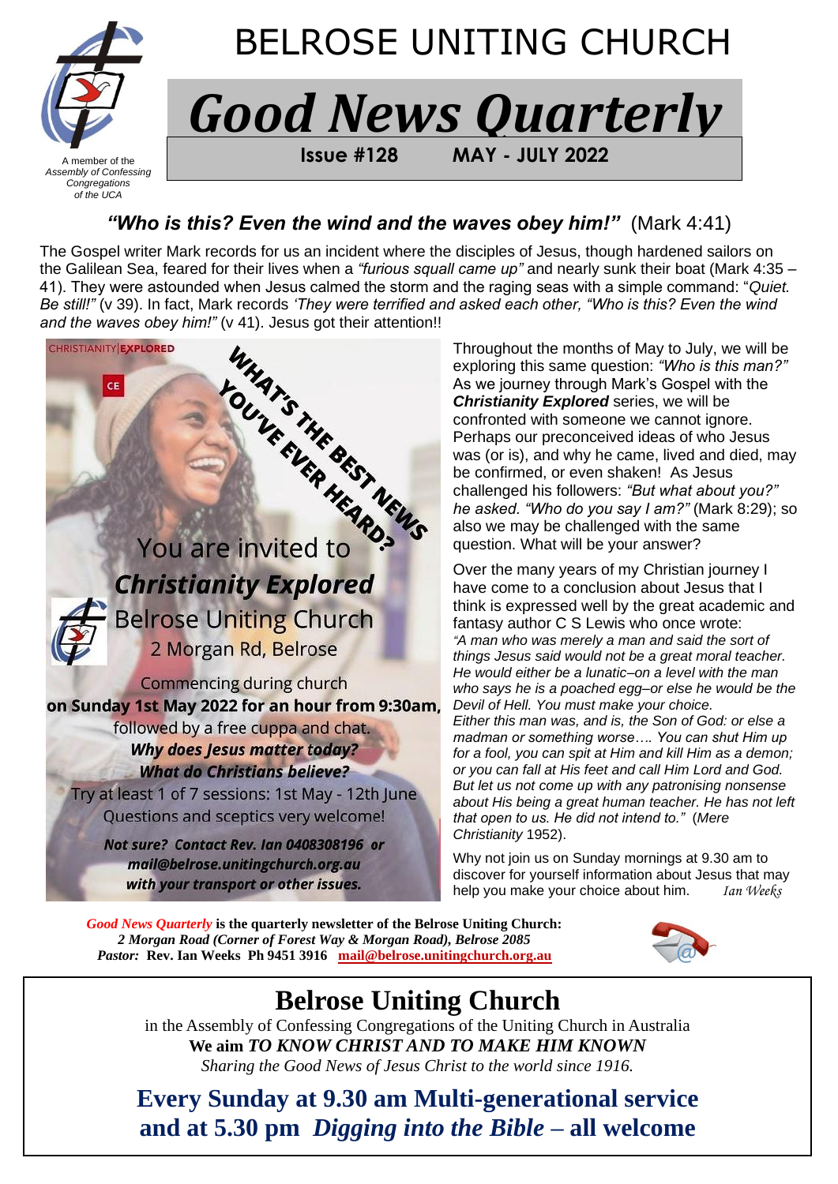A member of the *Assembly of Confessing Congregations of the UCA*

# BELROSE UNITING CHURCH

# *Good News Quarterly*

**Issue #128 MAY - JULY 2022**

## *"Who is this? Even the wind and the waves obey him!"* (Mark 4:41)

The Gospel writer Mark records for us an incident where the disciples of Jesus, though hardened sailors on the Galilean Sea, feared for their lives when a *"furious squall came up"* and nearly sunk their boat (Mark 4:35 – 41). They were astounded when Jesus calmed the storm and the raging seas with a simple command: "*Quiet. Be still!"* (v 39). In fact, Mark records *'They were terrified and asked each other, "Who is this? Even the wind and the waves obey him!"* (v 41). Jesus got their attention!!

CHRISTIANITY|EXPLORED

CE

WHAT'S THE BEST NEWS YOU'VE EVER HEARD?

You are invited to

***Christianity Explored***

Belrose Uniting Church

2 Morgan Rd, Belrose

Commencing during church

**on Sunday 1st May 2022 for an hour from 9:30am,**

followed by a free cuppa and chat.

***Why does Jesus matter today?***

***What do Christians believe?***

Try at least 1 of 7 sessions: 1st May - 12th June

Questions and sceptics very welcome!

***Not sure? Contact Rev. Ian 0408308196 or mail@belrose.unitingchurch.org.au with your transport or other issues.***

Throughout the months of May to July, we will be exploring this same question: *"Who is this man?"* As we journey through Mark's Gospel with the ***Christianity Explored*** series, we will be confronted with someone we cannot ignore. Perhaps our preconceived ideas of who Jesus was (or is), and why he came, lived and died, may be confirmed, or even shaken! As Jesus challenged his followers: *"But what about you?" he asked. "Who do you say I am?"* (Mark 8:29); so also we may be challenged with the same question. What will be your answer?

Over the many years of my Christian journey I have come to a conclusion about Jesus that I think is expressed well by the great academic and fantasy author C S Lewis who once wrote:
*"A man who was merely a man and said the sort of things Jesus said would not be a great moral teacher. He would either be a lunatic–on a level with the man who says he is a poached egg–or else he would be the Devil of Hell. You must make your choice. Either this man was, and is, the Son of God: or else a madman or something worse…. You can shut Him up for a fool, you can spit at Him and kill Him as a demon; or you can fall at His feet and call Him Lord and God. But let us not come up with any patronising nonsense about His being a great human teacher. He has not left that open to us. He did not intend to."* (*Mere Christianity* 1952).

Why not join us on Sunday mornings at 9.30 am to discover for yourself information about Jesus that may help you make your choice about him. *Ian Weeks*

***Good News Quarterly* is the quarterly newsletter of the Belrose Uniting Church:**
***2 Morgan Road (Corner of Forest Way & Morgan Road), Belrose 2085***
***Pastor:* Rev. Ian Weeks Ph 9451 3916 mail@belrose.unitingchurch.org.au**

# Belrose Uniting Church

in the Assembly of Confessing Congregations of the Uniting Church in Australia

**We aim *TO KNOW CHRIST AND TO MAKE HIM KNOWN***

*Sharing the Good News of Jesus Christ to the world since 1916.*

## Every Sunday at 9.30 am Multi-generational service and at 5.30 pm *Digging into the Bible* – all welcome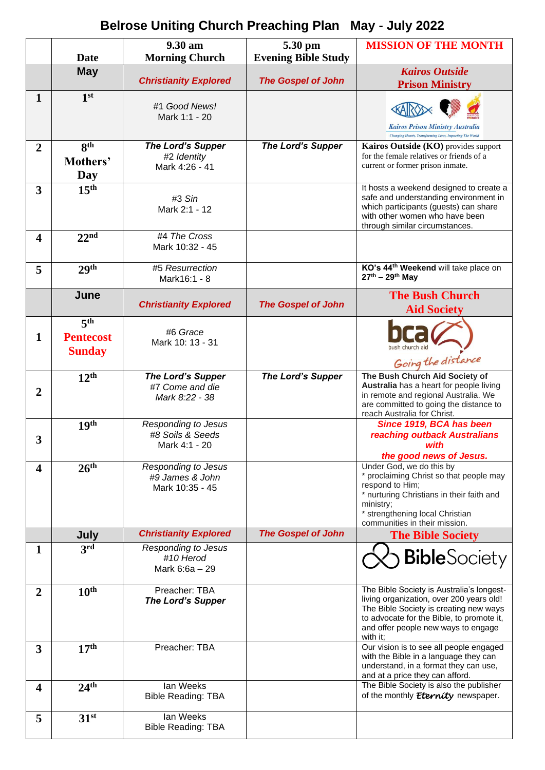# Belrose Uniting Church Preaching Plan May - July 2022

| | Date | 9.30 am Morning Church | 5.30 pm Evening Bible Study | MISSION OF THE MONTH |
|---|---|---|---|---|
| | **May** | ***Christianity Explored*** | ***The Gospel of John*** | ***Kairos Outside*** **Prison Ministry** |
| 1 | 1st | #1 *Good News!* Mark 1:1 - 20 | | Kairos Prison Ministry Australia — Changing Hearts, Transforming Lives, Impacting The World |
| 2 | 8th Mothers' Day | ***The Lord's Supper*** #2 *Identity* Mark 4:26 - 41 | ***The Lord's Supper*** | **Kairos Outside (KO)** provides support for the female relatives or friends of a current or former prison inmate. |
| 3 | 15th | #3 *Sin* Mark 2:1 - 12 | | It hosts a weekend designed to create a safe and understanding environment in which participants (guests) can share with other women who have been through similar circumstances. |
| 4 | 22nd | #4 *The Cross* Mark 10:32 - 45 | | |
| 5 | 29th | #5 *Resurrection* Mark16:1 - 8 | | **KO's 44th Weekend** will take place on **27th – 29th May** |
| | **June** | ***Christianity Explored*** | ***The Gospel of John*** | **The Bush Church Aid Society** |
| 1 | 5th **Pentecost Sunday** | #6 *Grace* Mark 10: 13 - 31 | | bca bush church aid — *Going the distance* |
| 2 | 12th | ***The Lord's Supper*** #7 *Come and die* *Mark 8:22 - 38* | ***The Lord's Supper*** | **The Bush Church Aid Society of Australia** has a heart for people living in remote and regional Australia. We are committed to going the distance to reach Australia for Christ. |
| 3 | 19th | *Responding to Jesus* #8 *Soils & Seeds* Mark 4:1 - 20 | | ***Since 1919, BCA has been reaching outback Australians with the good news of Jesus.*** |
| 4 | 26th | *Responding to Jesus* #9 *James & John* Mark 10:35 - 45 | | Under God, we do this by<br>* proclaiming Christ so that people may respond to Him;<br>* nurturing Christians in their faith and ministry;<br>* strengthening local Christian communities in their mission. |
| | **July** | ***Christianity Explored*** | ***The Gospel of John*** | **The Bible Society** |
| 1 | 3rd | *Responding to Jesus* #10 *Herod* Mark 6:6a – 29 | | BibleSociety |
| 2 | 10th | Preacher: TBA ***The Lord's Supper*** | | The Bible Society is Australia's longest-living organization, over 200 years old! The Bible Society is creating new ways to advocate for the Bible, to promote it, and offer people new ways to engage with it; |
| 3 | 17th | Preacher: TBA | | Our vision is to see all people engaged with the Bible in a language they can understand, in a format they can use, and at a price they can afford. |
| 4 | 24th | Ian Weeks Bible Reading: TBA | | The Bible Society is also the publisher of the monthly *Eternity* newspaper. |
| 5 | 31st | Ian Weeks Bible Reading: TBA | | |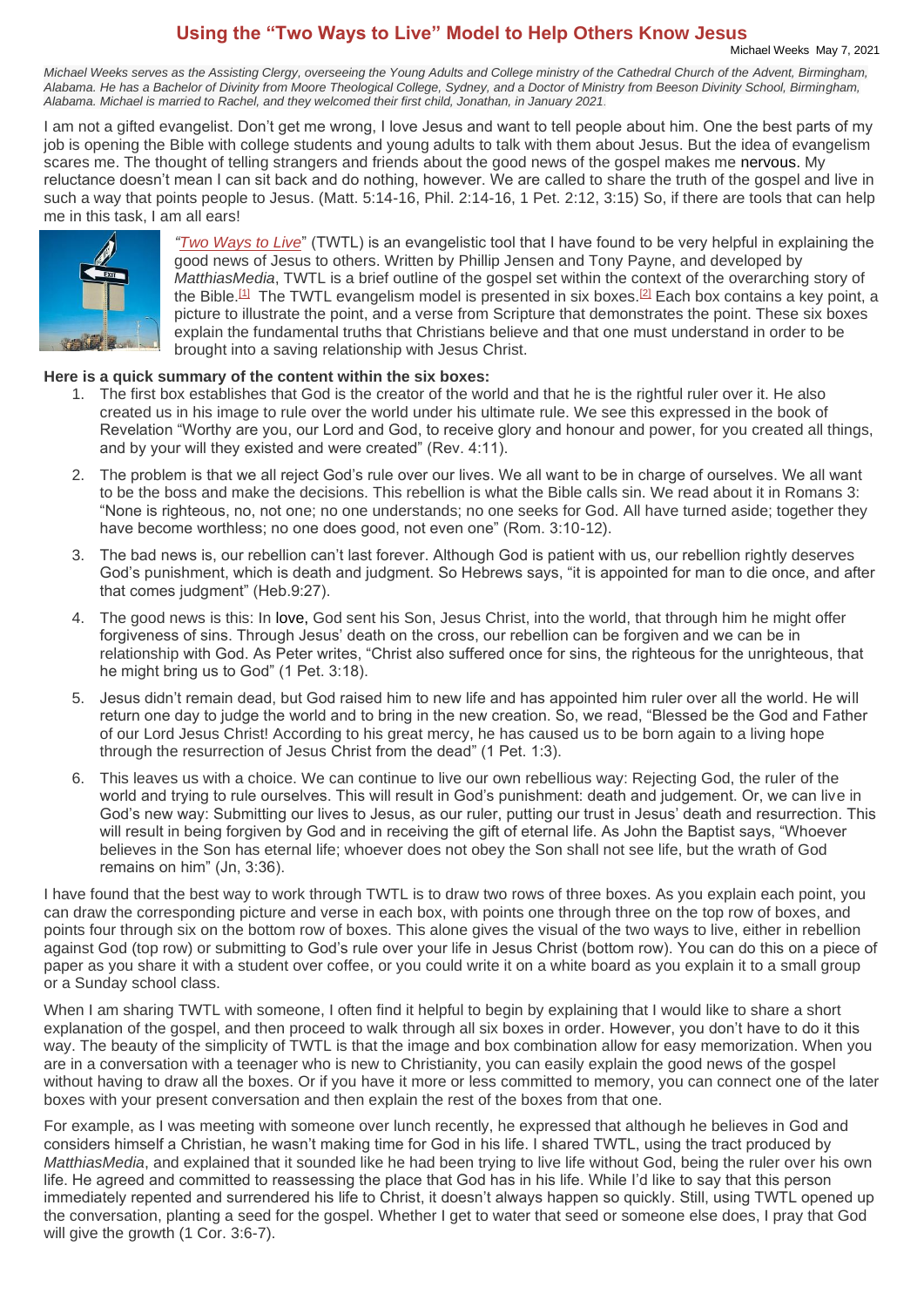# Using the "Two Ways to Live" Model to Help Others Know Jesus

Michael Weeks May 7, 2021

*Michael Weeks serves as the Assisting Clergy, overseeing the Young Adults and College ministry of the Cathedral Church of the Advent, Birmingham, Alabama. He has a Bachelor of Divinity from Moore Theological College, Sydney, and a Doctor of Ministry from Beeson Divinity School, Birmingham, Alabama. Michael is married to Rachel, and they welcomed their first child, Jonathan, in January 2021.*

I am not a gifted evangelist. Don't get me wrong, I love Jesus and want to tell people about him. One the best parts of my job is opening the Bible with college students and young adults to talk with them about Jesus. But the idea of evangelism scares me. The thought of telling strangers and friends about the good news of the gospel makes me nervous. My reluctance doesn't mean I can sit back and do nothing, however. We are called to share the truth of the gospel and live in such a way that points people to Jesus. (Matt. 5:14-16, Phil. 2:14-16, 1 Pet. 2:12, 3:15) So, if there are tools that can help me in this task, I am all ears!

"*Two Ways to Live*" (TWTL) is an evangelistic tool that I have found to be very helpful in explaining the good news of Jesus to others. Written by Phillip Jensen and Tony Payne, and developed by *MatthiasMedia*, TWTL is a brief outline of the gospel set within the context of the overarching story of the Bible.[1] The TWTL evangelism model is presented in six boxes.[2] Each box contains a key point, a picture to illustrate the point, and a verse from Scripture that demonstrates the point. These six boxes explain the fundamental truths that Christians believe and that one must understand in order to be brought into a saving relationship with Jesus Christ.

**Here is a quick summary of the content within the six boxes:**

1. The first box establishes that God is the creator of the world and that he is the rightful ruler over it. He also created us in his image to rule over the world under his ultimate rule. We see this expressed in the book of Revelation "Worthy are you, our Lord and God, to receive glory and honour and power, for you created all things, and by your will they existed and were created" (Rev. 4:11).
2. The problem is that we all reject God's rule over our lives. We all want to be in charge of ourselves. We all want to be the boss and make the decisions. This rebellion is what the Bible calls sin. We read about it in Romans 3: "None is righteous, no, not one; no one understands; no one seeks for God. All have turned aside; together they have become worthless; no one does good, not even one" (Rom. 3:10-12).
3. The bad news is, our rebellion can't last forever. Although God is patient with us, our rebellion rightly deserves God's punishment, which is death and judgment. So Hebrews says, "it is appointed for man to die once, and after that comes judgment" (Heb.9:27).
4. The good news is this: In love, God sent his Son, Jesus Christ, into the world, that through him he might offer forgiveness of sins. Through Jesus' death on the cross, our rebellion can be forgiven and we can be in relationship with God. As Peter writes, "Christ also suffered once for sins, the righteous for the unrighteous, that he might bring us to God" (1 Pet. 3:18).
5. Jesus didn't remain dead, but God raised him to new life and has appointed him ruler over all the world. He will return one day to judge the world and to bring in the new creation. So, we read, "Blessed be the God and Father of our Lord Jesus Christ! According to his great mercy, he has caused us to be born again to a living hope through the resurrection of Jesus Christ from the dead" (1 Pet. 1:3).
6. This leaves us with a choice. We can continue to live our own rebellious way: Rejecting God, the ruler of the world and trying to rule ourselves. This will result in God's punishment: death and judgement. Or, we can live in God's new way: Submitting our lives to Jesus, as our ruler, putting our trust in Jesus' death and resurrection. This will result in being forgiven by God and in receiving the gift of eternal life. As John the Baptist says, "Whoever believes in the Son has eternal life; whoever does not obey the Son shall not see life, but the wrath of God remains on him" (Jn, 3:36).

I have found that the best way to work through TWTL is to draw two rows of three boxes. As you explain each point, you can draw the corresponding picture and verse in each box, with points one through three on the top row of boxes, and points four through six on the bottom row of boxes. This alone gives the visual of the two ways to live, either in rebellion against God (top row) or submitting to God's rule over your life in Jesus Christ (bottom row). You can do this on a piece of paper as you share it with a student over coffee, or you could write it on a white board as you explain it to a small group or a Sunday school class.

When I am sharing TWTL with someone, I often find it helpful to begin by explaining that I would like to share a short explanation of the gospel, and then proceed to walk through all six boxes in order. However, you don't have to do it this way. The beauty of the simplicity of TWTL is that the image and box combination allow for easy memorization. When you are in a conversation with a teenager who is new to Christianity, you can easily explain the good news of the gospel without having to draw all the boxes. Or if you have it more or less committed to memory, you can connect one of the later boxes with your present conversation and then explain the rest of the boxes from that one.

For example, as I was meeting with someone over lunch recently, he expressed that although he believes in God and considers himself a Christian, he wasn't making time for God in his life. I shared TWTL, using the tract produced by *MatthiasMedia*, and explained that it sounded like he had been trying to live life without God, being the ruler over his own life. He agreed and committed to reassessing the place that God has in his life. While I'd like to say that this person immediately repented and surrendered his life to Christ, it doesn't always happen so quickly. Still, using TWTL opened up the conversation, planting a seed for the gospel. Whether I get to water that seed or someone else does, I pray that God will give the growth (1 Cor. 3:6-7).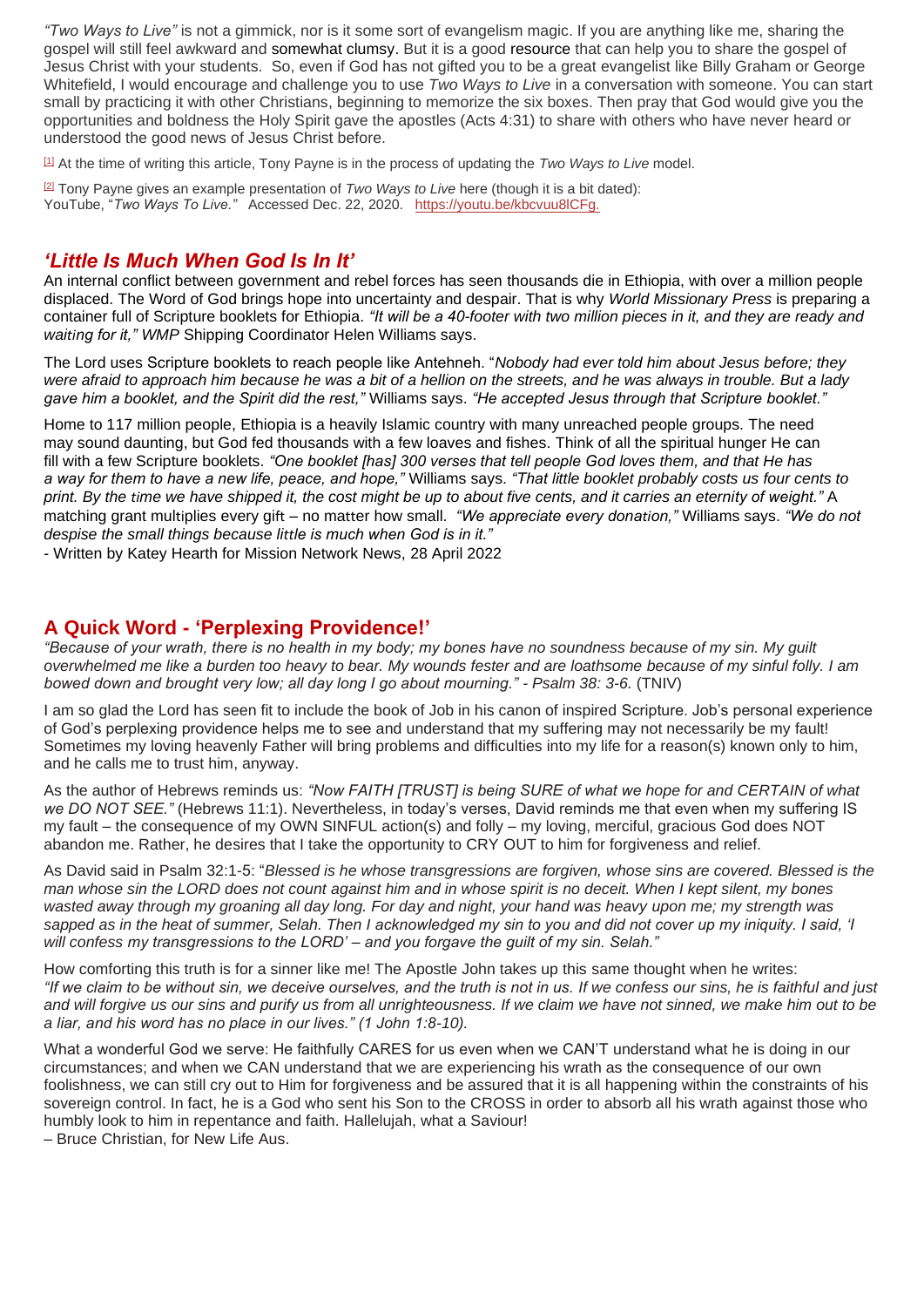*"Two Ways to Live"* is not a gimmick, nor is it some sort of evangelism magic. If you are anything like me, sharing the gospel will still feel awkward and somewhat clumsy. But it is a good resource that can help you to share the gospel of Jesus Christ with your students. So, even if God has not gifted you to be a great evangelist like Billy Graham or George Whitefield, I would encourage and challenge you to use *Two Ways to Live* in a conversation with someone. You can start small by practicing it with other Christians, beginning to memorize the six boxes. Then pray that God would give you the opportunities and boldness the Holy Spirit gave the apostles (Acts 4:31) to share with others who have never heard or understood the good news of Jesus Christ before.

[1] At the time of writing this article, Tony Payne is in the process of updating the *Two Ways to Live* model.

[2] Tony Payne gives an example presentation of *Two Ways to Live* here (though it is a bit dated):
YouTube, "*Two Ways To Live."* Accessed Dec. 22, 2020. https://youtu.be/kbcvuu8lCFg.

## *'Little Is Much When God Is In It'*

An internal conflict between government and rebel forces has seen thousands die in Ethiopia, with over a million people displaced. The Word of God brings hope into uncertainty and despair. That is why *World Missionary Press* is preparing a container full of Scripture booklets for Ethiopia. *"It will be a 40-footer with two million pieces in it, and they are ready and waiting for it," WMP* Shipping Coordinator Helen Williams says.

The Lord uses Scripture booklets to reach people like Antehneh. "*Nobody had ever told him about Jesus before; they were afraid to approach him because he was a bit of a hellion on the streets, and he was always in trouble. But a lady gave him a booklet, and the Spirit did the rest,"* Williams says. *"He accepted Jesus through that Scripture booklet."*

Home to 117 million people, Ethiopia is a heavily Islamic country with many unreached people groups. The need may sound daunting, but God fed thousands with a few loaves and fishes. Think of all the spiritual hunger He can fill with a few Scripture booklets. *"One booklet [has] 300 verses that tell people God loves them, and that He has a way for them to have a new life, peace, and hope,"* Williams says. *"That little booklet probably costs us four cents to print. By the time we have shipped it, the cost might be up to about five cents, and it carries an eternity of weight."* A matching grant multiplies every gift – no matter how small. *"We appreciate every donation,"* Williams says. *"We do not despise the small things because little is much when God is in it."*

- Written by Katey Hearth for Mission Network News, 28 April 2022

## A Quick Word - 'Perplexing Providence!'

*"Because of your wrath, there is no health in my body; my bones have no soundness because of my sin. My guilt overwhelmed me like a burden too heavy to bear. My wounds fester and are loathsome because of my sinful folly. I am bowed down and brought very low; all day long I go about mourning." - Psalm 38: 3-6.* (TNIV)

I am so glad the Lord has seen fit to include the book of Job in his canon of inspired Scripture. Job's personal experience of God's perplexing providence helps me to see and understand that my suffering may not necessarily be my fault! Sometimes my loving heavenly Father will bring problems and difficulties into my life for a reason(s) known only to him, and he calls me to trust him, anyway.

As the author of Hebrews reminds us: *"Now FAITH [TRUST] is being SURE of what we hope for and CERTAIN of what we DO NOT SEE."* (Hebrews 11:1). Nevertheless, in today's verses, David reminds me that even when my suffering IS my fault – the consequence of my OWN SINFUL action(s) and folly – my loving, merciful, gracious God does NOT abandon me. Rather, he desires that I take the opportunity to CRY OUT to him for forgiveness and relief.

As David said in Psalm 32:1-5: "*Blessed is he whose transgressions are forgiven, whose sins are covered. Blessed is the man whose sin the LORD does not count against him and in whose spirit is no deceit. When I kept silent, my bones wasted away through my groaning all day long. For day and night, your hand was heavy upon me; my strength was sapped as in the heat of summer, Selah. Then I acknowledged my sin to you and did not cover up my iniquity. I said, 'I will confess my transgressions to the LORD' – and you forgave the guilt of my sin. Selah."*

How comforting this truth is for a sinner like me! The Apostle John takes up this same thought when he writes: *"If we claim to be without sin, we deceive ourselves, and the truth is not in us. If we confess our sins, he is faithful and just and will forgive us our sins and purify us from all unrighteousness. If we claim we have not sinned, we make him out to be a liar, and his word has no place in our lives." (1 John 1:8-10).*

What a wonderful God we serve: He faithfully CARES for us even when we CAN'T understand what he is doing in our circumstances; and when we CAN understand that we are experiencing his wrath as the consequence of our own foolishness, we can still cry out to Him for forgiveness and be assured that it is all happening within the constraints of his sovereign control. In fact, he is a God who sent his Son to the CROSS in order to absorb all his wrath against those who humbly look to him in repentance and faith. Hallelujah, what a Saviour!
– Bruce Christian, for New Life Aus.